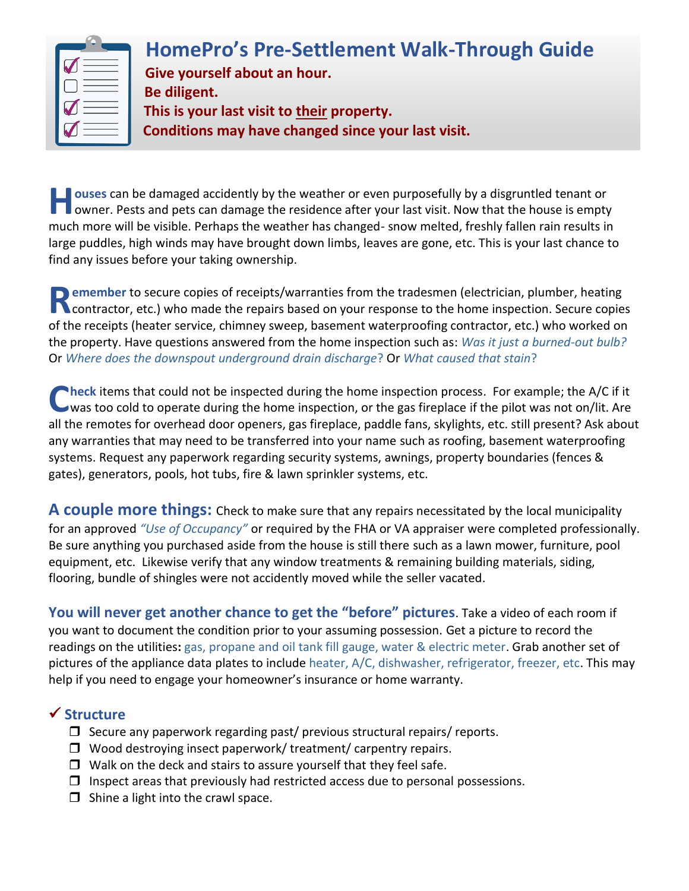# HomePro's Pre-Settlement Walk-Through Guide

**Give yourself about an hour.**
**Be diligent.**
**This is your last visit to <u>their</u> property.**
**Conditions may have changed since your last visit.**

**Houses** can be damaged accidently by the weather or even purposefully by a disgruntled tenant or owner. Pests and pets can damage the residence after your last visit. Now that the house is empty much more will be visible. Perhaps the weather has changed- snow melted, freshly fallen rain results in large puddles, high winds may have brought down limbs, leaves are gone, etc. This is your last chance to find any issues before your taking ownership.

**Remember** to secure copies of receipts/warranties from the tradesmen (electrician, plumber, heating contractor, etc.) who made the repairs based on your response to the home inspection. Secure copies of the receipts (heater service, chimney sweep, basement waterproofing contractor, etc.) who worked on the property. Have questions answered from the home inspection such as: *Was it just a burned-out bulb?* Or *Where does the downspout underground drain discharge*? Or *What caused that stain*?

**Check** items that could not be inspected during the home inspection process. For example; the A/C if it was too cold to operate during the home inspection, or the gas fireplace if the pilot was not on/lit. Are all the remotes for overhead door openers, gas fireplace, paddle fans, skylights, etc. still present? Ask about any warranties that may need to be transferred into your name such as roofing, basement waterproofing systems. Request any paperwork regarding security systems, awnings, property boundaries (fences & gates), generators, pools, hot tubs, fire & lawn sprinkler systems, etc.

**A couple more things:** Check to make sure that any repairs necessitated by the local municipality for an approved *"Use of Occupancy"* or required by the FHA or VA appraiser were completed professionally. Be sure anything you purchased aside from the house is still there such as a lawn mower, furniture, pool equipment, etc. Likewise verify that any window treatments & remaining building materials, siding, flooring, bundle of shingles were not accidently moved while the seller vacated.

**You will never get another chance to get the "before" pictures**. Take a video of each room if you want to document the condition prior to your assuming possession. Get a picture to record the readings on the utilities**:** gas, propane and oil tank fill gauge, water & electric meter. Grab another set of pictures of the appliance data plates to include heater, A/C, dishwasher, refrigerator, freezer, etc. This may help if you need to engage your homeowner's insurance or home warranty.

### ✓ Structure

- ❒ Secure any paperwork regarding past/ previous structural repairs/ reports.
- ❒ Wood destroying insect paperwork/ treatment/ carpentry repairs.
- ❒ Walk on the deck and stairs to assure yourself that they feel safe.
- ❒ Inspect areas that previously had restricted access due to personal possessions.
- ❒ Shine a light into the crawl space.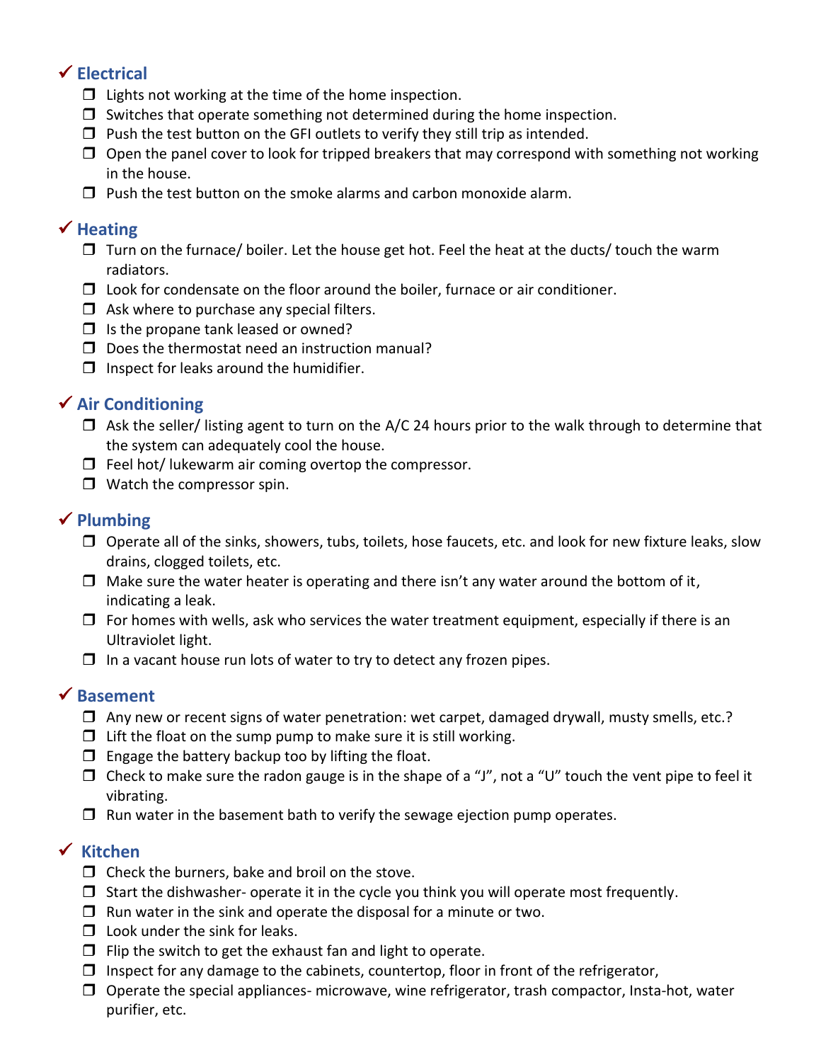## ✓ Electrical

- ❒ Lights not working at the time of the home inspection.
- ❒ Switches that operate something not determined during the home inspection.
- ❒ Push the test button on the GFI outlets to verify they still trip as intended.
- ❒ Open the panel cover to look for tripped breakers that may correspond with something not working in the house.
- ❒ Push the test button on the smoke alarms and carbon monoxide alarm.

## ✓ Heating

- ❒ Turn on the furnace/ boiler. Let the house get hot. Feel the heat at the ducts/ touch the warm radiators.
- ❒ Look for condensate on the floor around the boiler, furnace or air conditioner.
- ❒ Ask where to purchase any special filters.
- ❒ Is the propane tank leased or owned?
- ❒ Does the thermostat need an instruction manual?
- ❒ Inspect for leaks around the humidifier.

## ✓ Air Conditioning

- ❒ Ask the seller/ listing agent to turn on the A/C 24 hours prior to the walk through to determine that the system can adequately cool the house.
- ❒ Feel hot/ lukewarm air coming overtop the compressor.
- ❒ Watch the compressor spin.

## ✓ Plumbing

- ❒ Operate all of the sinks, showers, tubs, toilets, hose faucets, etc. and look for new fixture leaks, slow drains, clogged toilets, etc.
- ❒ Make sure the water heater is operating and there isn't any water around the bottom of it, indicating a leak.
- ❒ For homes with wells, ask who services the water treatment equipment, especially if there is an Ultraviolet light.
- ❒ In a vacant house run lots of water to try to detect any frozen pipes.

## ✓ Basement

- ❒ Any new or recent signs of water penetration: wet carpet, damaged drywall, musty smells, etc.?
- ❒ Lift the float on the sump pump to make sure it is still working.
- ❒ Engage the battery backup too by lifting the float.
- ❒ Check to make sure the radon gauge is in the shape of a "J", not a "U" touch the vent pipe to feel it vibrating.
- ❒ Run water in the basement bath to verify the sewage ejection pump operates.

## ✓ Kitchen

- ❒ Check the burners, bake and broil on the stove.
- ❒ Start the dishwasher- operate it in the cycle you think you will operate most frequently.
- ❒ Run water in the sink and operate the disposal for a minute or two.
- ❒ Look under the sink for leaks.
- ❒ Flip the switch to get the exhaust fan and light to operate.
- ❒ Inspect for any damage to the cabinets, countertop, floor in front of the refrigerator,
- ❒ Operate the special appliances- microwave, wine refrigerator, trash compactor, Insta-hot, water purifier, etc.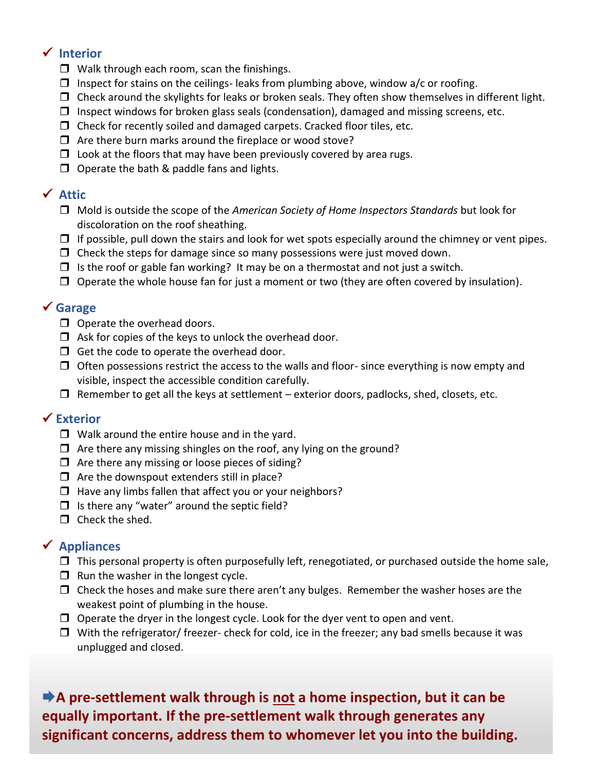## ✓ Interior

- ☐ Walk through each room, scan the finishings.
- ☐ Inspect for stains on the ceilings- leaks from plumbing above, window a/c or roofing.
- ☐ Check around the skylights for leaks or broken seals. They often show themselves in different light.
- ☐ Inspect windows for broken glass seals (condensation), damaged and missing screens, etc.
- ☐ Check for recently soiled and damaged carpets. Cracked floor tiles, etc.
- ☐ Are there burn marks around the fireplace or wood stove?
- ☐ Look at the floors that may have been previously covered by area rugs.
- ☐ Operate the bath & paddle fans and lights.

## ✓ Attic

- ☐ Mold is outside the scope of the *American Society of Home Inspectors Standards* but look for discoloration on the roof sheathing.
- ☐ If possible, pull down the stairs and look for wet spots especially around the chimney or vent pipes.
- ☐ Check the steps for damage since so many possessions were just moved down.
- ☐ Is the roof or gable fan working? It may be on a thermostat and not just a switch.
- ☐ Operate the whole house fan for just a moment or two (they are often covered by insulation).

## ✓ Garage

- ☐ Operate the overhead doors.
- ☐ Ask for copies of the keys to unlock the overhead door.
- ☐ Get the code to operate the overhead door.
- ☐ Often possessions restrict the access to the walls and floor- since everything is now empty and visible, inspect the accessible condition carefully.
- ☐ Remember to get all the keys at settlement – exterior doors, padlocks, shed, closets, etc.

## ✓ Exterior

- ☐ Walk around the entire house and in the yard.
- ☐ Are there any missing shingles on the roof, any lying on the ground?
- ☐ Are there any missing or loose pieces of siding?
- ☐ Are the downspout extenders still in place?
- ☐ Have any limbs fallen that affect you or your neighbors?
- ☐ Is there any "water" around the septic field?
- ☐ Check the shed.

## ✓ Appliances

- ☐ This personal property is often purposefully left, renegotiated, or purchased outside the home sale,
- ☐ Run the washer in the longest cycle.
- ☐ Check the hoses and make sure there aren't any bulges. Remember the washer hoses are the weakest point of plumbing in the house.
- ☐ Operate the dryer in the longest cycle. Look for the dyer vent to open and vent.
- ☐ With the refrigerator/ freezer- check for cold, ice in the freezer; any bad smells because it was unplugged and closed.

**➡A pre-settlement walk through is <u>not</u> a home inspection, but it can be equally important. If the pre-settlement walk through generates any significant concerns, address them to whomever let you into the building.**